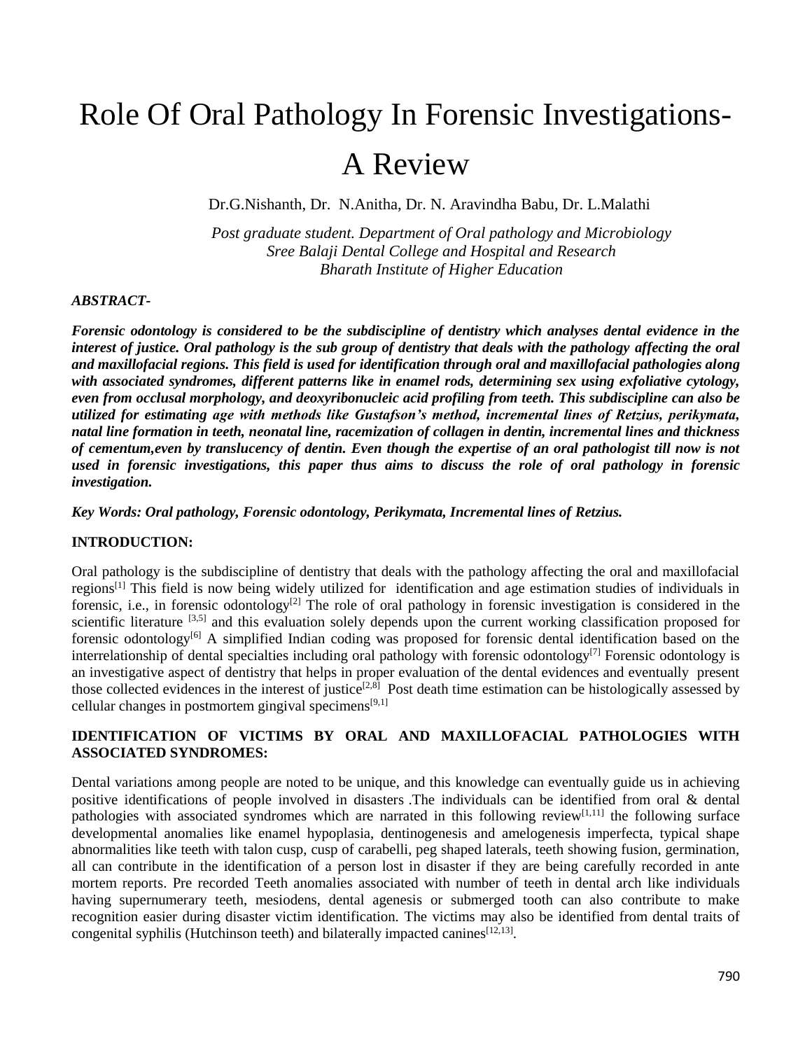# Role Of Oral Pathology In Forensic Investigations- A Review

Dr.G.Nishanth, Dr. N.Anitha, Dr. N. Aravindha Babu, Dr. L.Malathi

*Post graduate student. Department of Oral pathology and Microbiology*
*Sree Balaji Dental College and Hospital and Research*
*Bharath Institute of Higher Education*

***ABSTRACT-***

***Forensic odontology is considered to be the subdiscipline of dentistry which analyses dental evidence in the interest of justice. Oral pathology is the sub group of dentistry that deals with the pathology affecting the oral and maxillofacial regions. This field is used for identification through oral and maxillofacial pathologies along with associated syndromes, different patterns like in enamel rods, determining sex using exfoliative cytology, even from occlusal morphology, and deoxyribonucleic acid profiling from teeth. This subdiscipline can also be utilized for estimating age with methods like Gustafson's method, incremental lines of Retzius, perikymata, natal line formation in teeth, neonatal line, racemization of collagen in dentin, incremental lines and thickness of cementum,even by translucency of dentin. Even though the expertise of an oral pathologist till now is not used in forensic investigations, this paper thus aims to discuss the role of oral pathology in forensic investigation.***

***Key Words: Oral pathology, Forensic odontology, Perikymata, Incremental lines of Retzius.***

## INTRODUCTION:

Oral pathology is the subdiscipline of dentistry that deals with the pathology affecting the oral and maxillofacial regions[1] This field is now being widely utilized for identification and age estimation studies of individuals in forensic, i.e., in forensic odontology[2] The role of oral pathology in forensic investigation is considered in the scientific literature [3,5] and this evaluation solely depends upon the current working classification proposed for forensic odontology[6] A simplified Indian coding was proposed for forensic dental identification based on the interrelationship of dental specialties including oral pathology with forensic odontology[7] Forensic odontology is an investigative aspect of dentistry that helps in proper evaluation of the dental evidences and eventually present those collected evidences in the interest of justice[2,8] Post death time estimation can be histologically assessed by cellular changes in postmortem gingival specimens[9,1]

## IDENTIFICATION OF VICTIMS BY ORAL AND MAXILLOFACIAL PATHOLOGIES WITH ASSOCIATED SYNDROMES:

Dental variations among people are noted to be unique, and this knowledge can eventually guide us in achieving positive identifications of people involved in disasters .The individuals can be identified from oral & dental pathologies with associated syndromes which are narrated in this following review[1,11] the following surface developmental anomalies like enamel hypoplasia, dentinogenesis and amelogenesis imperfecta, typical shape abnormalities like teeth with talon cusp, cusp of carabelli, peg shaped laterals, teeth showing fusion, germination, all can contribute in the identification of a person lost in disaster if they are being carefully recorded in ante mortem reports. Pre recorded Teeth anomalies associated with number of teeth in dental arch like individuals having supernumerary teeth, mesiodens, dental agenesis or submerged tooth can also contribute to make recognition easier during disaster victim identification. The victims may also be identified from dental traits of congenital syphilis (Hutchinson teeth) and bilaterally impacted canines[12,13].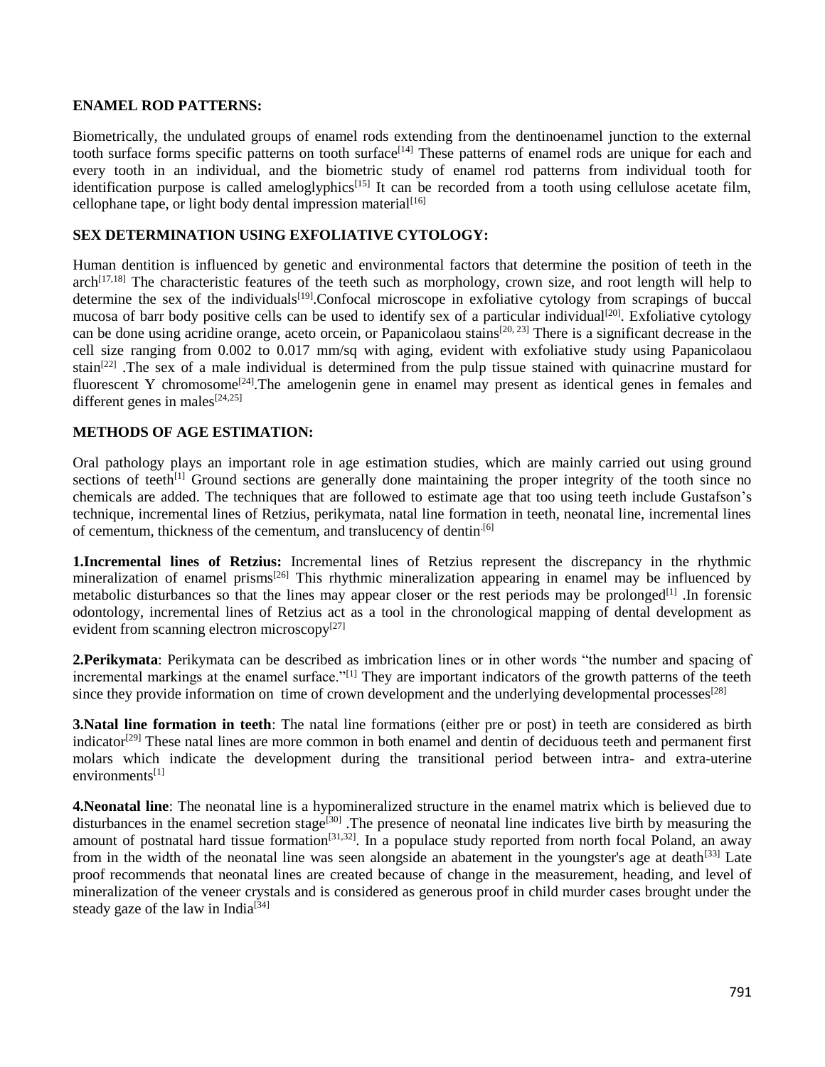**ENAMEL ROD PATTERNS:**

Biometrically, the undulated groups of enamel rods extending from the dentinoenamel junction to the external tooth surface forms specific patterns on tooth surface[14] These patterns of enamel rods are unique for each and every tooth in an individual, and the biometric study of enamel rod patterns from individual tooth for identification purpose is called ameloglyphics[15] It can be recorded from a tooth using cellulose acetate film, cellophane tape, or light body dental impression material[16]

**SEX DETERMINATION USING EXFOLIATIVE CYTOLOGY:**

Human dentition is influenced by genetic and environmental factors that determine the position of teeth in the arch[17,18] The characteristic features of the teeth such as morphology, crown size, and root length will help to determine the sex of the individuals[19].Confocal microscope in exfoliative cytology from scrapings of buccal mucosa of barr body positive cells can be used to identify sex of a particular individual[20]. Exfoliative cytology can be done using acridine orange, aceto orcein, or Papanicolaou stains[20, 23] There is a significant decrease in the cell size ranging from 0.002 to 0.017 mm/sq with aging, evident with exfoliative study using Papanicolaou stain[22] .The sex of a male individual is determined from the pulp tissue stained with quinacrine mustard for fluorescent Y chromosome[24].The amelogenin gene in enamel may present as identical genes in females and different genes in males[24,25]

**METHODS OF AGE ESTIMATION:**

Oral pathology plays an important role in age estimation studies, which are mainly carried out using ground sections of teeth[1] Ground sections are generally done maintaining the proper integrity of the tooth since no chemicals are added. The techniques that are followed to estimate age that too using teeth include Gustafson's technique, incremental lines of Retzius, perikymata, natal line formation in teeth, neonatal line, incremental lines of cementum, thickness of the cementum, and translucency of dentin.[6]

**1.Incremental lines of Retzius:** Incremental lines of Retzius represent the discrepancy in the rhythmic mineralization of enamel prisms[26] This rhythmic mineralization appearing in enamel may be influenced by metabolic disturbances so that the lines may appear closer or the rest periods may be prolonged[1] .In forensic odontology, incremental lines of Retzius act as a tool in the chronological mapping of dental development as evident from scanning electron microscopy[27]

**2.Perikymata**: Perikymata can be described as imbrication lines or in other words "the number and spacing of incremental markings at the enamel surface."[1] They are important indicators of the growth patterns of the teeth since they provide information on time of crown development and the underlying developmental processes[28]

**3.Natal line formation in teeth**: The natal line formations (either pre or post) in teeth are considered as birth indicator[29] These natal lines are more common in both enamel and dentin of deciduous teeth and permanent first molars which indicate the development during the transitional period between intra- and extra-uterine environments[1]

**4.Neonatal line**: The neonatal line is a hypomineralized structure in the enamel matrix which is believed due to disturbances in the enamel secretion stage[30] .The presence of neonatal line indicates live birth by measuring the amount of postnatal hard tissue formation[31,32]. In a populace study reported from north focal Poland, an away from in the width of the neonatal line was seen alongside an abatement in the youngster's age at death[33] Late proof recommends that neonatal lines are created because of change in the measurement, heading, and level of mineralization of the veneer crystals and is considered as generous proof in child murder cases brought under the steady gaze of the law in India[34]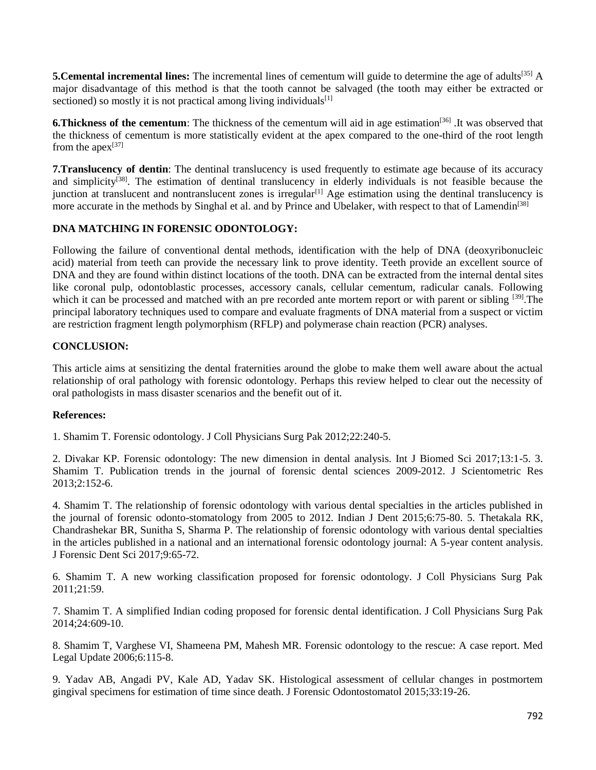**5.Cemental incremental lines:** The incremental lines of cementum will guide to determine the age of adults[35] A major disadvantage of this method is that the tooth cannot be salvaged (the tooth may either be extracted or sectioned) so mostly it is not practical among living individuals[1]

**6.Thickness of the cementum**: The thickness of the cementum will aid in age estimation[36] .It was observed that the thickness of cementum is more statistically evident at the apex compared to the one-third of the root length from the apex[37]

**7.Translucency of dentin**: The dentinal translucency is used frequently to estimate age because of its accuracy and simplicity[38]. The estimation of dentinal translucency in elderly individuals is not feasible because the junction at translucent and nontranslucent zones is irregular[1] Age estimation using the dentinal translucency is more accurate in the methods by Singhal et al. and by Prince and Ubelaker, with respect to that of Lamendin[38]

## DNA MATCHING IN FORENSIC ODONTOLOGY:

Following the failure of conventional dental methods, identification with the help of DNA (deoxyribonucleic acid) material from teeth can provide the necessary link to prove identity. Teeth provide an excellent source of DNA and they are found within distinct locations of the tooth. DNA can be extracted from the internal dental sites like coronal pulp, odontoblastic processes, accessory canals, cellular cementum, radicular canals. Following which it can be processed and matched with an pre recorded ante mortem report or with parent or sibling [39].The principal laboratory techniques used to compare and evaluate fragments of DNA material from a suspect or victim are restriction fragment length polymorphism (RFLP) and polymerase chain reaction (PCR) analyses.

## CONCLUSION:

This article aims at sensitizing the dental fraternities around the globe to make them well aware about the actual relationship of oral pathology with forensic odontology. Perhaps this review helped to clear out the necessity of oral pathologists in mass disaster scenarios and the benefit out of it.

## References:

1. Shamim T. Forensic odontology. J Coll Physicians Surg Pak 2012;22:240-5.

2. Divakar KP. Forensic odontology: The new dimension in dental analysis. Int J Biomed Sci 2017;13:1-5. 3. Shamim T. Publication trends in the journal of forensic dental sciences 2009-2012. J Scientometric Res 2013;2:152-6.

4. Shamim T. The relationship of forensic odontology with various dental specialties in the articles published in the journal of forensic odonto-stomatology from 2005 to 2012. Indian J Dent 2015;6:75-80. 5. Thetakala RK, Chandrashekar BR, Sunitha S, Sharma P. The relationship of forensic odontology with various dental specialties in the articles published in a national and an international forensic odontology journal: A 5-year content analysis. J Forensic Dent Sci 2017;9:65-72.

6. Shamim T. A new working classification proposed for forensic odontology. J Coll Physicians Surg Pak 2011;21:59.

7. Shamim T. A simplified Indian coding proposed for forensic dental identification. J Coll Physicians Surg Pak 2014;24:609-10.

8. Shamim T, Varghese VI, Shameena PM, Mahesh MR. Forensic odontology to the rescue: A case report. Med Legal Update 2006;6:115-8.

9. Yadav AB, Angadi PV, Kale AD, Yadav SK. Histological assessment of cellular changes in postmortem gingival specimens for estimation of time since death. J Forensic Odontostomatol 2015;33:19-26.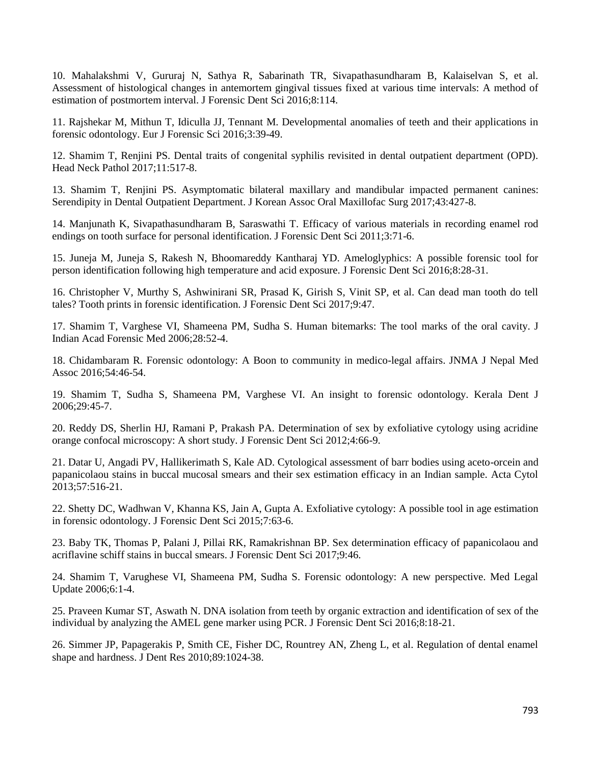10. Mahalakshmi V, Gururaj N, Sathya R, Sabarinath TR, Sivapathasundharam B, Kalaiselvan S, et al. Assessment of histological changes in antemortem gingival tissues fixed at various time intervals: A method of estimation of postmortem interval. J Forensic Dent Sci 2016;8:114.

11. Rajshekar M, Mithun T, Idiculla JJ, Tennant M. Developmental anomalies of teeth and their applications in forensic odontology. Eur J Forensic Sci 2016;3:39-49.

12. Shamim T, Renjini PS. Dental traits of congenital syphilis revisited in dental outpatient department (OPD). Head Neck Pathol 2017;11:517-8.

13. Shamim T, Renjini PS. Asymptomatic bilateral maxillary and mandibular impacted permanent canines: Serendipity in Dental Outpatient Department. J Korean Assoc Oral Maxillofac Surg 2017;43:427-8.

14. Manjunath K, Sivapathasundharam B, Saraswathi T. Efficacy of various materials in recording enamel rod endings on tooth surface for personal identification. J Forensic Dent Sci 2011;3:71-6.

15. Juneja M, Juneja S, Rakesh N, Bhoomareddy Kantharaj YD. Ameloglyphics: A possible forensic tool for person identification following high temperature and acid exposure. J Forensic Dent Sci 2016;8:28-31.

16. Christopher V, Murthy S, Ashwinirani SR, Prasad K, Girish S, Vinit SP, et al. Can dead man tooth do tell tales? Tooth prints in forensic identification. J Forensic Dent Sci 2017;9:47.

17. Shamim T, Varghese VI, Shameena PM, Sudha S. Human bitemarks: The tool marks of the oral cavity. J Indian Acad Forensic Med 2006;28:52-4.

18. Chidambaram R. Forensic odontology: A Boon to community in medico-legal affairs. JNMA J Nepal Med Assoc 2016;54:46-54.

19. Shamim T, Sudha S, Shameena PM, Varghese VI. An insight to forensic odontology. Kerala Dent J 2006;29:45-7.

20. Reddy DS, Sherlin HJ, Ramani P, Prakash PA. Determination of sex by exfoliative cytology using acridine orange confocal microscopy: A short study. J Forensic Dent Sci 2012;4:66-9.

21. Datar U, Angadi PV, Hallikerimath S, Kale AD. Cytological assessment of barr bodies using aceto-orcein and papanicolaou stains in buccal mucosal smears and their sex estimation efficacy in an Indian sample. Acta Cytol 2013;57:516-21.

22. Shetty DC, Wadhwan V, Khanna KS, Jain A, Gupta A. Exfoliative cytology: A possible tool in age estimation in forensic odontology. J Forensic Dent Sci 2015;7:63-6.

23. Baby TK, Thomas P, Palani J, Pillai RK, Ramakrishnan BP. Sex determination efficacy of papanicolaou and acriflavine schiff stains in buccal smears. J Forensic Dent Sci 2017;9:46.

24. Shamim T, Varughese VI, Shameena PM, Sudha S. Forensic odontology: A new perspective. Med Legal Update 2006;6:1-4.

25. Praveen Kumar ST, Aswath N. DNA isolation from teeth by organic extraction and identification of sex of the individual by analyzing the AMEL gene marker using PCR. J Forensic Dent Sci 2016;8:18-21.

26. Simmer JP, Papagerakis P, Smith CE, Fisher DC, Rountrey AN, Zheng L, et al. Regulation of dental enamel shape and hardness. J Dent Res 2010;89:1024-38.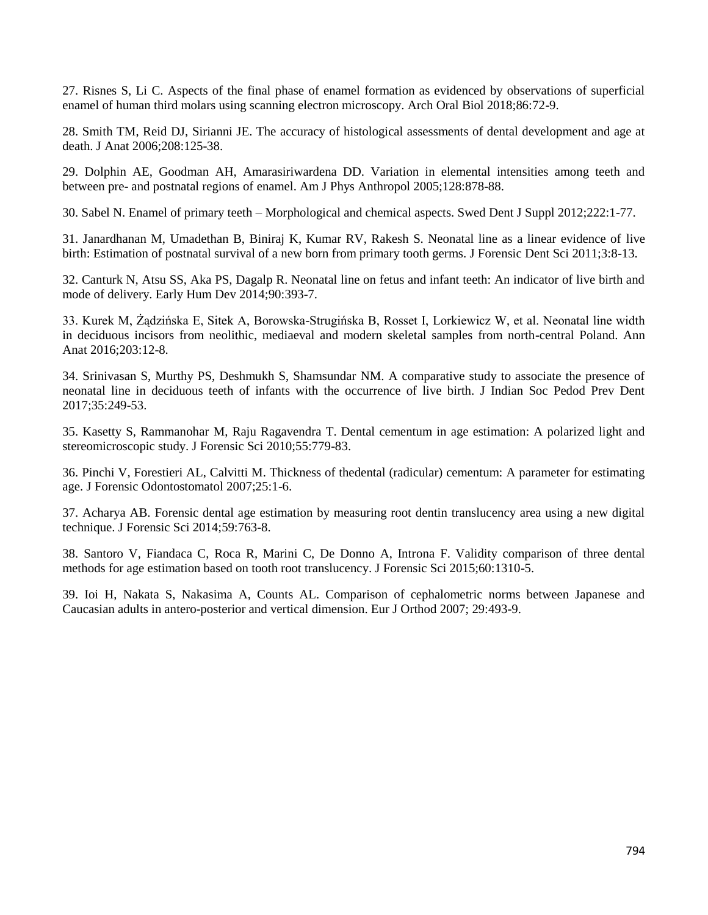27. Risnes S, Li C. Aspects of the final phase of enamel formation as evidenced by observations of superficial enamel of human third molars using scanning electron microscopy. Arch Oral Biol 2018;86:72-9.

28. Smith TM, Reid DJ, Sirianni JE. The accuracy of histological assessments of dental development and age at death. J Anat 2006;208:125-38.

29. Dolphin AE, Goodman AH, Amarasiriwardena DD. Variation in elemental intensities among teeth and between pre- and postnatal regions of enamel. Am J Phys Anthropol 2005;128:878-88.

30. Sabel N. Enamel of primary teeth – Morphological and chemical aspects. Swed Dent J Suppl 2012;222:1-77.

31. Janardhanan M, Umadethan B, Biniraj K, Kumar RV, Rakesh S. Neonatal line as a linear evidence of live birth: Estimation of postnatal survival of a new born from primary tooth germs. J Forensic Dent Sci 2011;3:8-13.

32. Canturk N, Atsu SS, Aka PS, Dagalp R. Neonatal line on fetus and infant teeth: An indicator of live birth and mode of delivery. Early Hum Dev 2014;90:393-7.

33. Kurek M, Żądzińska E, Sitek A, Borowska-Strugińska B, Rosset I, Lorkiewicz W, et al. Neonatal line width in deciduous incisors from neolithic, mediaeval and modern skeletal samples from north-central Poland. Ann Anat 2016;203:12-8.

34. Srinivasan S, Murthy PS, Deshmukh S, Shamsundar NM. A comparative study to associate the presence of neonatal line in deciduous teeth of infants with the occurrence of live birth. J Indian Soc Pedod Prev Dent 2017;35:249-53.

35. Kasetty S, Rammanohar M, Raju Ragavendra T. Dental cementum in age estimation: A polarized light and stereomicroscopic study. J Forensic Sci 2010;55:779-83.

36. Pinchi V, Forestieri AL, Calvitti M. Thickness of thedental (radicular) cementum: A parameter for estimating age. J Forensic Odontostomatol 2007;25:1-6.

37. Acharya AB. Forensic dental age estimation by measuring root dentin translucency area using a new digital technique. J Forensic Sci 2014;59:763-8.

38. Santoro V, Fiandaca C, Roca R, Marini C, De Donno A, Introna F. Validity comparison of three dental methods for age estimation based on tooth root translucency. J Forensic Sci 2015;60:1310-5.

39. Ioi H, Nakata S, Nakasima A, Counts AL. Comparison of cephalometric norms between Japanese and Caucasian adults in antero-posterior and vertical dimension. Eur J Orthod 2007; 29:493-9.